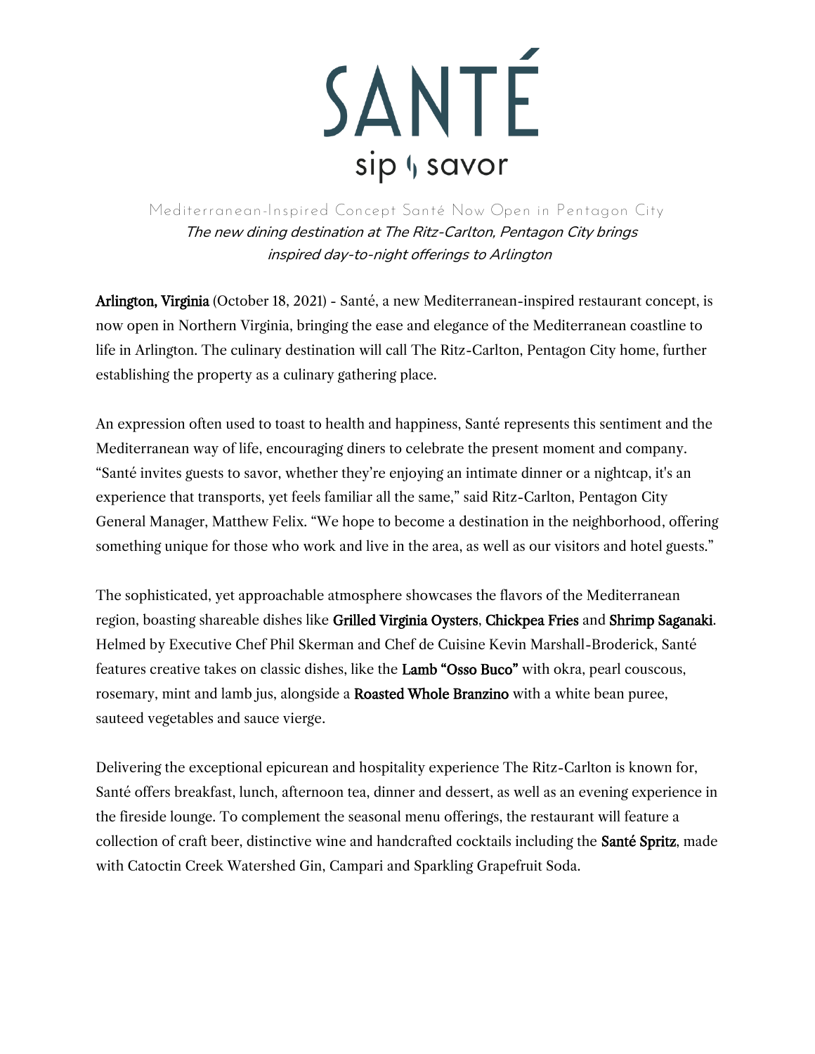# SANTÉ

sip | savor

## Mediterranean-Inspired Concept Santé Now Open in Pentagon City

*The new dining destination at The Ritz-Carlton, Pentagon City brings inspired day-to-night offerings to Arlington*

**Arlington, Virginia** (October 18, 2021) - Santé, a new Mediterranean-inspired restaurant concept, is now open in Northern Virginia, bringing the ease and elegance of the Mediterranean coastline to life in Arlington. The culinary destination will call The Ritz-Carlton, Pentagon City home, further establishing the property as a culinary gathering place.

An expression often used to toast to health and happiness, Santé represents this sentiment and the Mediterranean way of life, encouraging diners to celebrate the present moment and company. "Santé invites guests to savor, whether they're enjoying an intimate dinner or a nightcap, it's an experience that transports, yet feels familiar all the same," said Ritz-Carlton, Pentagon City General Manager, Matthew Felix. "We hope to become a destination in the neighborhood, offering something unique for those who work and live in the area, as well as our visitors and hotel guests."

The sophisticated, yet approachable atmosphere showcases the flavors of the Mediterranean region, boasting shareable dishes like **Grilled Virginia Oysters**, **Chickpea Fries** and **Shrimp Saganaki**. Helmed by Executive Chef Phil Skerman and Chef de Cuisine Kevin Marshall-Broderick, Santé features creative takes on classic dishes, like the **Lamb "Osso Buco"** with okra, pearl couscous, rosemary, mint and lamb jus, alongside a **Roasted Whole Branzino** with a white bean puree, sauteed vegetables and sauce vierge.

Delivering the exceptional epicurean and hospitality experience The Ritz-Carlton is known for, Santé offers breakfast, lunch, afternoon tea, dinner and dessert, as well as an evening experience in the fireside lounge. To complement the seasonal menu offerings, the restaurant will feature a collection of craft beer, distinctive wine and handcrafted cocktails including the **Santé Spritz**, made with Catoctin Creek Watershed Gin, Campari and Sparkling Grapefruit Soda.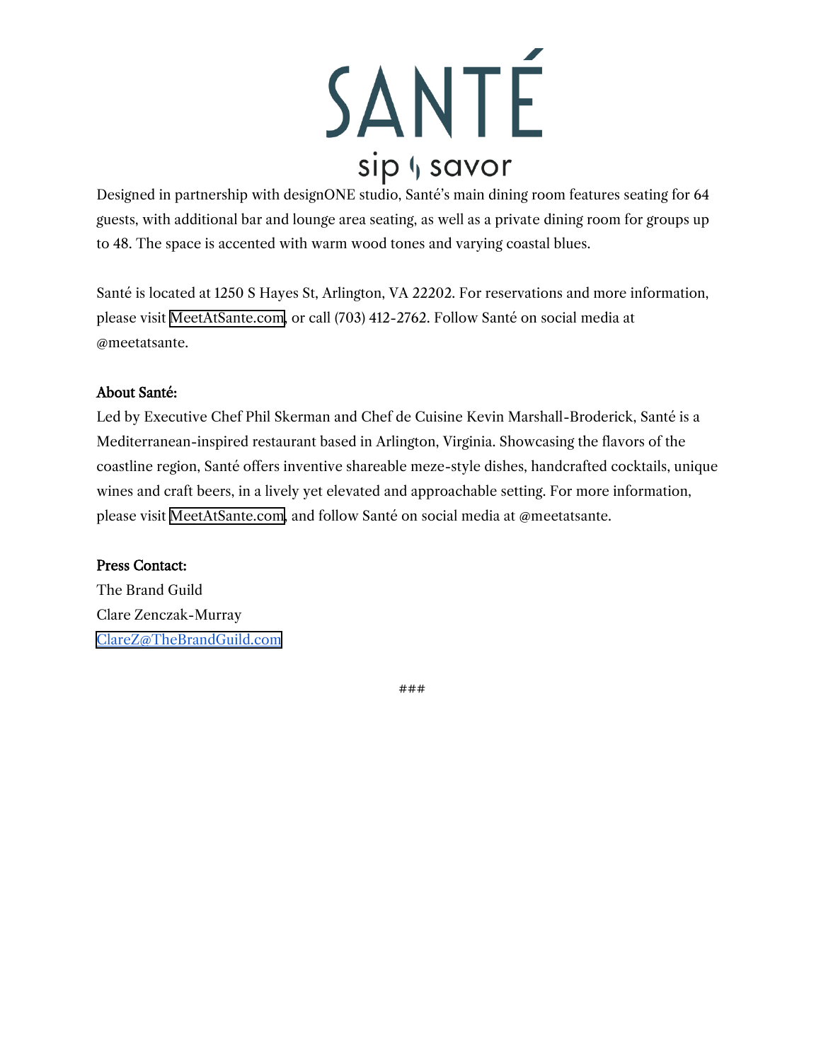SANTÉ

sip savor

Designed in partnership with designONE studio, Santé's main dining room features seating for 64 guests, with additional bar and lounge area seating, as well as a private dining room for groups up to 48. The space is accented with warm wood tones and varying coastal blues.

Santé is located at 1250 S Hayes St, Arlington, VA 22202. For reservations and more information, please visit MeetAtSante.com, or call (703) 412-2762. Follow Santé on social media at @meetatsante.

**About Santé:**
Led by Executive Chef Phil Skerman and Chef de Cuisine Kevin Marshall-Broderick, Santé is a Mediterranean-inspired restaurant based in Arlington, Virginia. Showcasing the flavors of the coastline region, Santé offers inventive shareable meze-style dishes, handcrafted cocktails, unique wines and craft beers, in a lively yet elevated and approachable setting. For more information, please visit MeetAtSante.com, and follow Santé on social media at @meetatsante.

**Press Contact:**
The Brand Guild
Clare Zenczak-Murray
ClareZ@TheBrandGuild.com

###